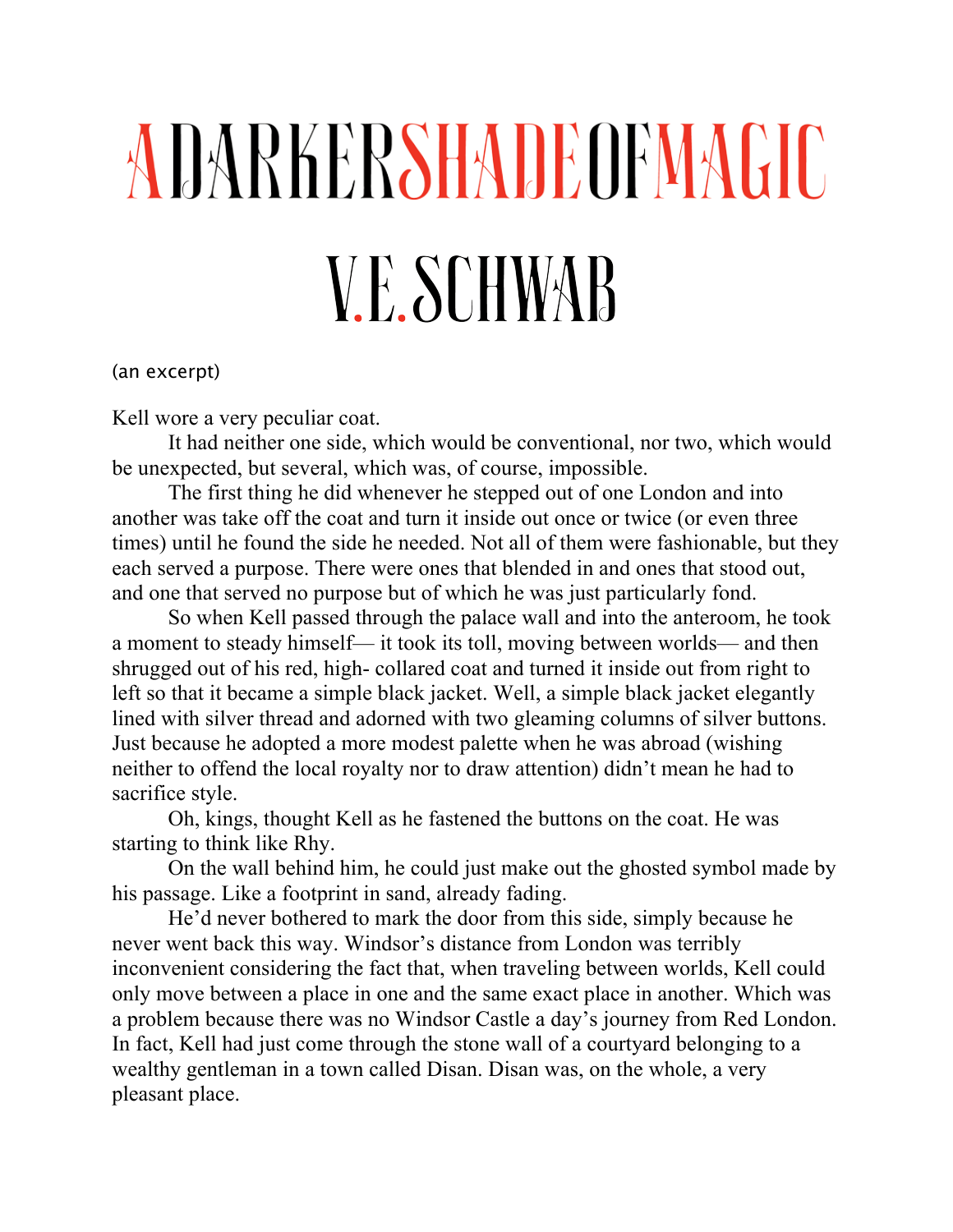# A DARKER SHADE OF MAGIC

## V.E. SCHWAB

(an excerpt)

Kell wore a very peculiar coat.

It had neither one side, which would be conventional, nor two, which would be unexpected, but several, which was, of course, impossible.

The first thing he did whenever he stepped out of one London and into another was take off the coat and turn it inside out once or twice (or even three times) until he found the side he needed. Not all of them were fashionable, but they each served a purpose. There were ones that blended in and ones that stood out, and one that served no purpose but of which he was just particularly fond.

So when Kell passed through the palace wall and into the anteroom, he took a moment to steady himself— it took its toll, moving between worlds— and then shrugged out of his red, high- collared coat and turned it inside out from right to left so that it became a simple black jacket. Well, a simple black jacket elegantly lined with silver thread and adorned with two gleaming columns of silver buttons. Just because he adopted a more modest palette when he was abroad (wishing neither to offend the local royalty nor to draw attention) didn't mean he had to sacrifice style.

Oh, kings, thought Kell as he fastened the buttons on the coat. He was starting to think like Rhy.

On the wall behind him, he could just make out the ghosted symbol made by his passage. Like a footprint in sand, already fading.

He'd never bothered to mark the door from this side, simply because he never went back this way. Windsor's distance from London was terribly inconvenient considering the fact that, when traveling between worlds, Kell could only move between a place in one and the same exact place in another. Which was a problem because there was no Windsor Castle a day's journey from Red London. In fact, Kell had just come through the stone wall of a courtyard belonging to a wealthy gentleman in a town called Disan. Disan was, on the whole, a very pleasant place.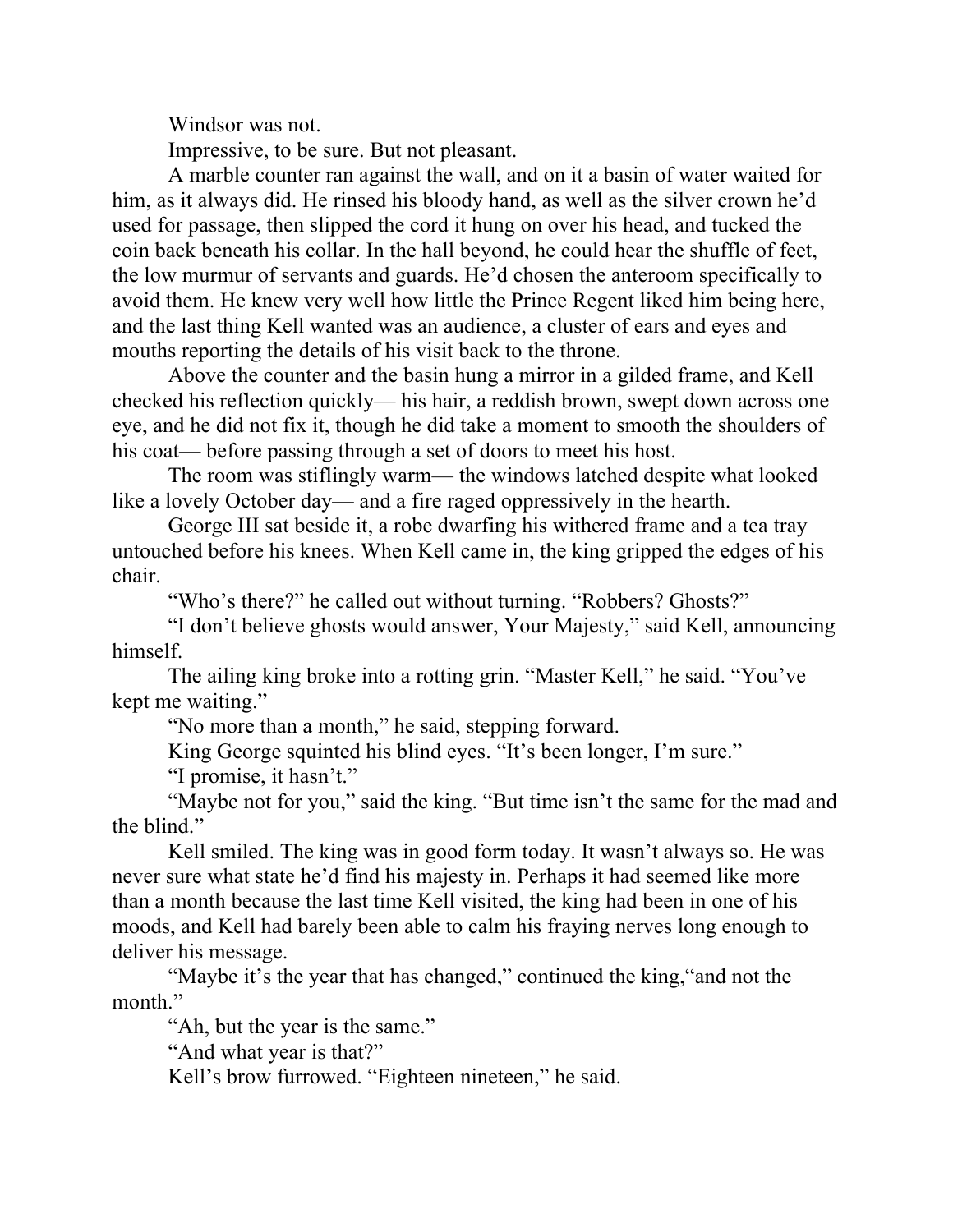Windsor was not.

Impressive, to be sure. But not pleasant.

A marble counter ran against the wall, and on it a basin of water waited for him, as it always did. He rinsed his bloody hand, as well as the silver crown he'd used for passage, then slipped the cord it hung on over his head, and tucked the coin back beneath his collar. In the hall beyond, he could hear the shuffle of feet, the low murmur of servants and guards. He'd chosen the anteroom specifically to avoid them. He knew very well how little the Prince Regent liked him being here, and the last thing Kell wanted was an audience, a cluster of ears and eyes and mouths reporting the details of his visit back to the throne.

Above the counter and the basin hung a mirror in a gilded frame, and Kell checked his reflection quickly— his hair, a reddish brown, swept down across one eye, and he did not fix it, though he did take a moment to smooth the shoulders of his coat— before passing through a set of doors to meet his host.

The room was stiflingly warm— the windows latched despite what looked like a lovely October day— and a fire raged oppressively in the hearth.

George III sat beside it, a robe dwarfing his withered frame and a tea tray untouched before his knees. When Kell came in, the king gripped the edges of his chair.

"Who's there?" he called out without turning. "Robbers? Ghosts?"

"I don't believe ghosts would answer, Your Majesty," said Kell, announcing himself.

The ailing king broke into a rotting grin. "Master Kell," he said. "You've kept me waiting."

"No more than a month," he said, stepping forward.

King George squinted his blind eyes. "It's been longer, I'm sure."

"I promise, it hasn't."

"Maybe not for you," said the king. "But time isn't the same for the mad and the blind."

Kell smiled. The king was in good form today. It wasn't always so. He was never sure what state he'd find his majesty in. Perhaps it had seemed like more than a month because the last time Kell visited, the king had been in one of his moods, and Kell had barely been able to calm his fraying nerves long enough to deliver his message.

"Maybe it's the year that has changed," continued the king,"and not the month."

"Ah, but the year is the same."

"And what year is that?"

Kell's brow furrowed. "Eighteen nineteen," he said.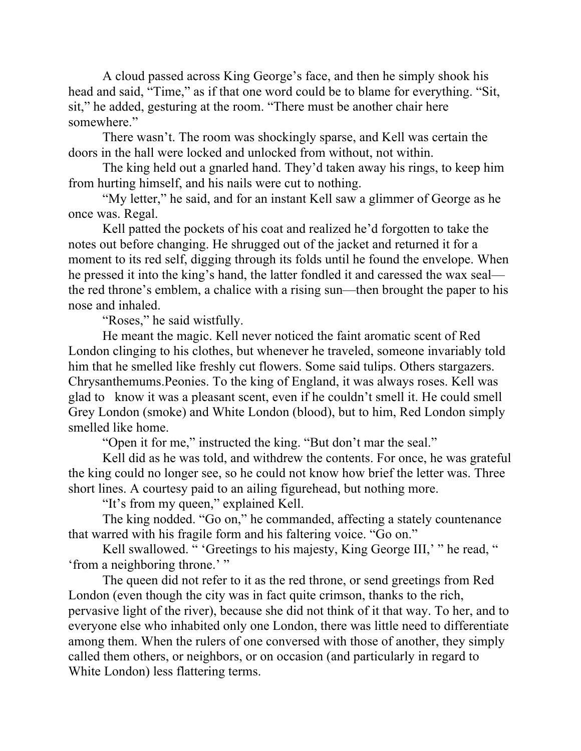A cloud passed across King George's face, and then he simply shook his head and said, "Time," as if that one word could be to blame for everything. "Sit, sit," he added, gesturing at the room. "There must be another chair here somewhere."

There wasn't. The room was shockingly sparse, and Kell was certain the doors in the hall were locked and unlocked from without, not within.

The king held out a gnarled hand. They'd taken away his rings, to keep him from hurting himself, and his nails were cut to nothing.

"My letter," he said, and for an instant Kell saw a glimmer of George as he once was. Regal.

Kell patted the pockets of his coat and realized he'd forgotten to take the notes out before changing. He shrugged out of the jacket and returned it for a moment to its red self, digging through its folds until he found the envelope. When he pressed it into the king's hand, the latter fondled it and caressed the wax seal—the red throne's emblem, a chalice with a rising sun—then brought the paper to his nose and inhaled.

"Roses," he said wistfully.

He meant the magic. Kell never noticed the faint aromatic scent of Red London clinging to his clothes, but whenever he traveled, someone invariably told him that he smelled like freshly cut flowers. Some said tulips. Others stargazers. Chrysanthemums.Peonies. To the king of England, it was always roses. Kell was glad to know it was a pleasant scent, even if he couldn't smell it. He could smell Grey London (smoke) and White London (blood), but to him, Red London simply smelled like home.

"Open it for me," instructed the king. "But don't mar the seal."

Kell did as he was told, and withdrew the contents. For once, he was grateful the king could no longer see, so he could not know how brief the letter was. Three short lines. A courtesy paid to an ailing figurehead, but nothing more.

"It's from my queen," explained Kell.

The king nodded. "Go on," he commanded, affecting a stately countenance that warred with his fragile form and his faltering voice. "Go on."

Kell swallowed. " 'Greetings to his majesty, King George III,' " he read, " 'from a neighboring throne.' "

The queen did not refer to it as the red throne, or send greetings from Red London (even though the city was in fact quite crimson, thanks to the rich, pervasive light of the river), because she did not think of it that way. To her, and to everyone else who inhabited only one London, there was little need to differentiate among them. When the rulers of one conversed with those of another, they simply called them others, or neighbors, or on occasion (and particularly in regard to White London) less flattering terms.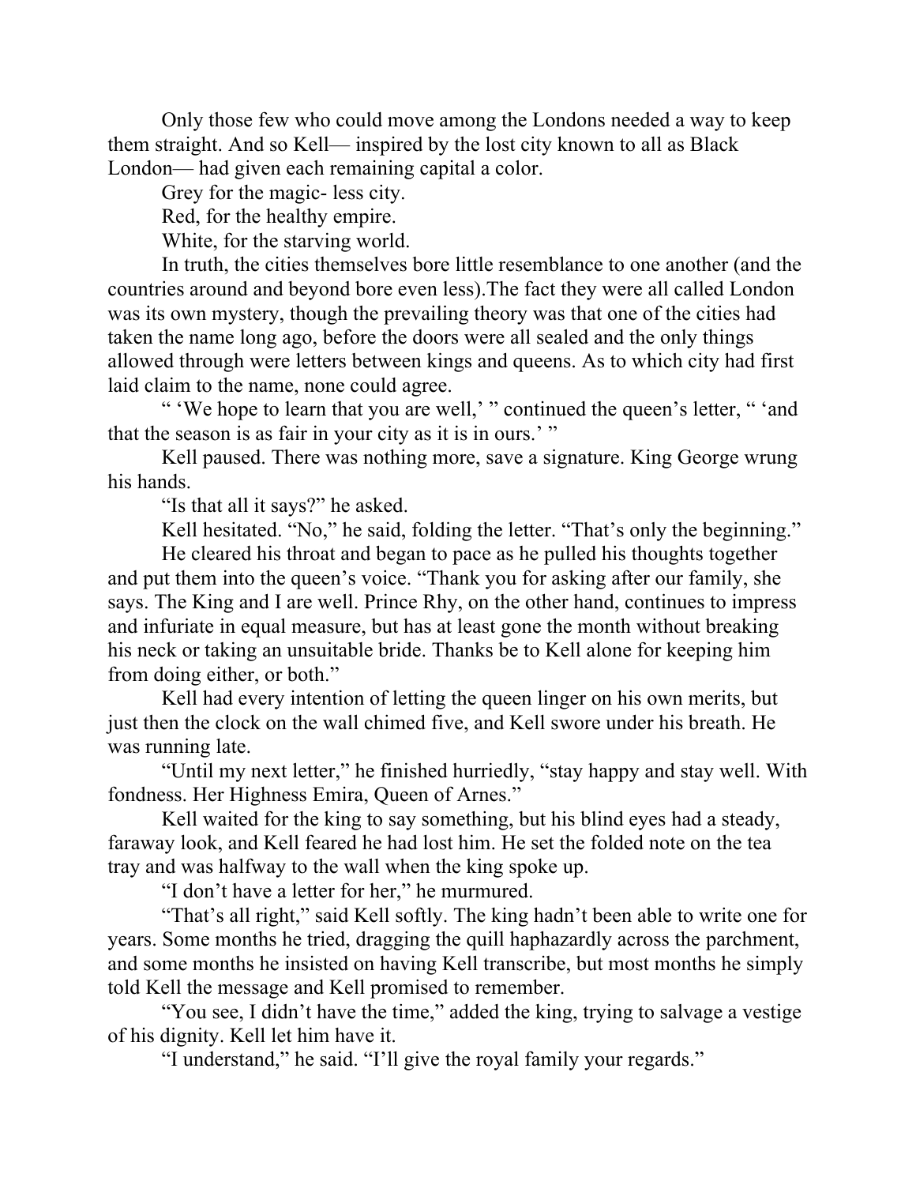Only those few who could move among the Londons needed a way to keep them straight. And so Kell— inspired by the lost city known to all as Black London— had given each remaining capital a color.

Grey for the magic- less city.

Red, for the healthy empire.

White, for the starving world.

In truth, the cities themselves bore little resemblance to one another (and the countries around and beyond bore even less).The fact they were all called London was its own mystery, though the prevailing theory was that one of the cities had taken the name long ago, before the doors were all sealed and the only things allowed through were letters between kings and queens. As to which city had first laid claim to the name, none could agree.

" 'We hope to learn that you are well,' " continued the queen's letter, " 'and that the season is as fair in your city as it is in ours.' "

Kell paused. There was nothing more, save a signature. King George wrung his hands.

"Is that all it says?" he asked.

Kell hesitated. "No," he said, folding the letter. "That's only the beginning."

He cleared his throat and began to pace as he pulled his thoughts together and put them into the queen's voice. "Thank you for asking after our family, she says. The King and I are well. Prince Rhy, on the other hand, continues to impress and infuriate in equal measure, but has at least gone the month without breaking his neck or taking an unsuitable bride. Thanks be to Kell alone for keeping him from doing either, or both."

Kell had every intention of letting the queen linger on his own merits, but just then the clock on the wall chimed five, and Kell swore under his breath. He was running late.

"Until my next letter," he finished hurriedly, "stay happy and stay well. With fondness. Her Highness Emira, Queen of Arnes."

Kell waited for the king to say something, but his blind eyes had a steady, faraway look, and Kell feared he had lost him. He set the folded note on the tea tray and was halfway to the wall when the king spoke up.

"I don't have a letter for her," he murmured.

"That's all right," said Kell softly. The king hadn't been able to write one for years. Some months he tried, dragging the quill haphazardly across the parchment, and some months he insisted on having Kell transcribe, but most months he simply told Kell the message and Kell promised to remember.

"You see, I didn't have the time," added the king, trying to salvage a vestige of his dignity. Kell let him have it.

"I understand," he said. "I'll give the royal family your regards."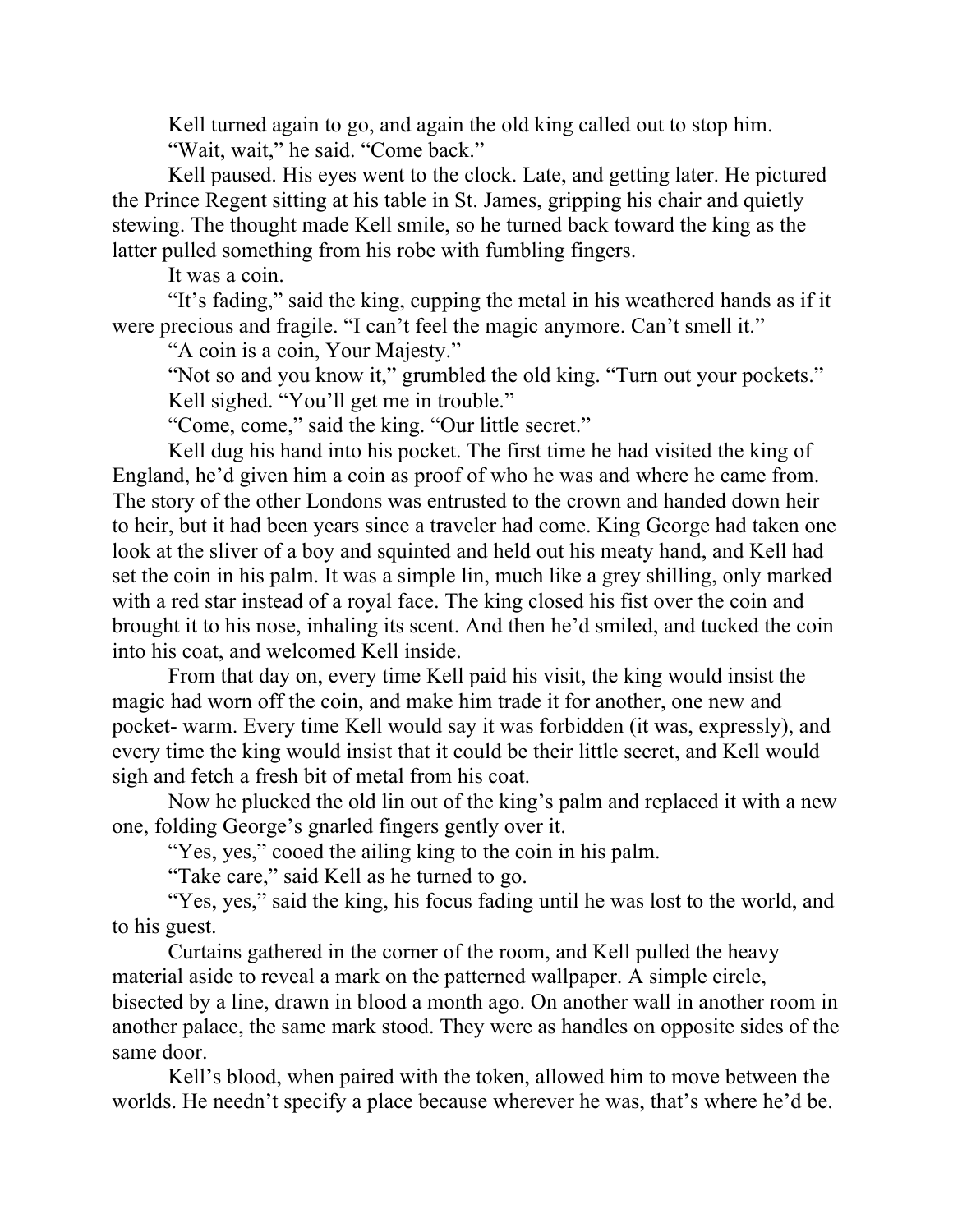Kell turned again to go, and again the old king called out to stop him.

"Wait, wait," he said. "Come back."

Kell paused. His eyes went to the clock. Late, and getting later. He pictured the Prince Regent sitting at his table in St. James, gripping his chair and quietly stewing. The thought made Kell smile, so he turned back toward the king as the latter pulled something from his robe with fumbling fingers.

It was a coin.

"It's fading," said the king, cupping the metal in his weathered hands as if it were precious and fragile. "I can't feel the magic anymore. Can't smell it."

"A coin is a coin, Your Majesty."

"Not so and you know it," grumbled the old king. "Turn out your pockets."

Kell sighed. "You'll get me in trouble."

"Come, come," said the king. "Our little secret."

Kell dug his hand into his pocket. The first time he had visited the king of England, he'd given him a coin as proof of who he was and where he came from. The story of the other Londons was entrusted to the crown and handed down heir to heir, but it had been years since a traveler had come. King George had taken one look at the sliver of a boy and squinted and held out his meaty hand, and Kell had set the coin in his palm. It was a simple lin, much like a grey shilling, only marked with a red star instead of a royal face. The king closed his fist over the coin and brought it to his nose, inhaling its scent. And then he'd smiled, and tucked the coin into his coat, and welcomed Kell inside.

From that day on, every time Kell paid his visit, the king would insist the magic had worn off the coin, and make him trade it for another, one new and pocket- warm. Every time Kell would say it was forbidden (it was, expressly), and every time the king would insist that it could be their little secret, and Kell would sigh and fetch a fresh bit of metal from his coat.

Now he plucked the old lin out of the king's palm and replaced it with a new one, folding George's gnarled fingers gently over it.

"Yes, yes," cooed the ailing king to the coin in his palm.

"Take care," said Kell as he turned to go.

"Yes, yes," said the king, his focus fading until he was lost to the world, and to his guest.

Curtains gathered in the corner of the room, and Kell pulled the heavy material aside to reveal a mark on the patterned wallpaper. A simple circle, bisected by a line, drawn in blood a month ago. On another wall in another room in another palace, the same mark stood. They were as handles on opposite sides of the same door.

Kell's blood, when paired with the token, allowed him to move between the worlds. He needn't specify a place because wherever he was, that's where he'd be.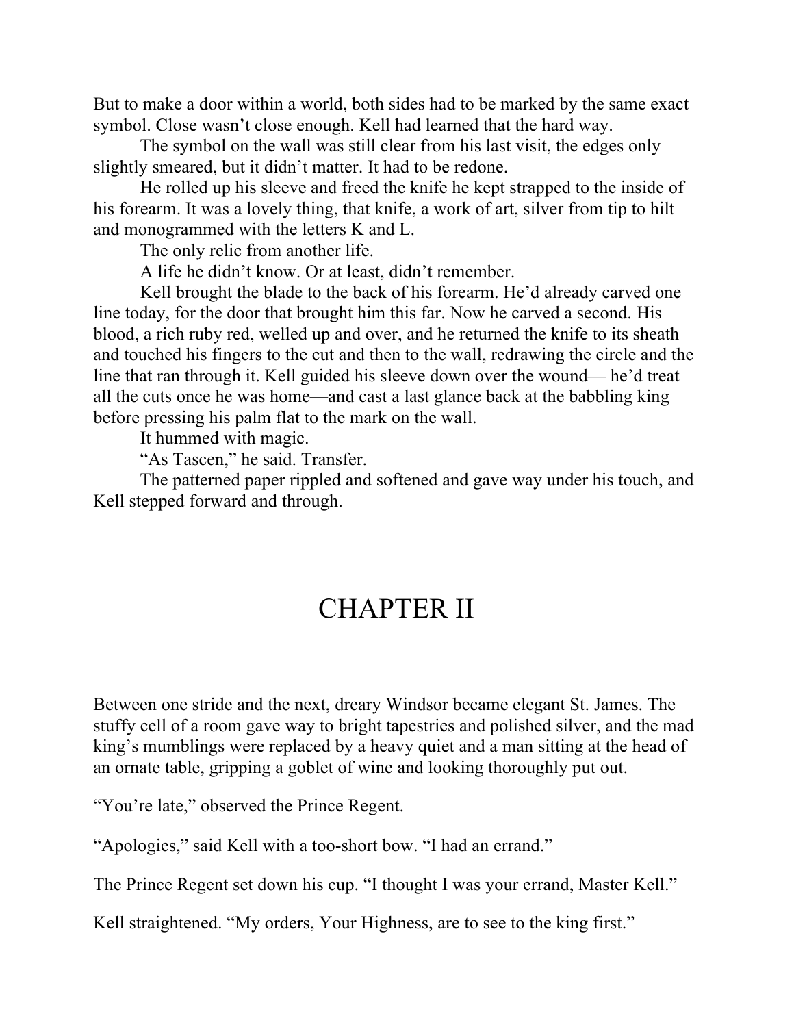But to make a door within a world, both sides had to be marked by the same exact symbol. Close wasn't close enough. Kell had learned that the hard way.

The symbol on the wall was still clear from his last visit, the edges only slightly smeared, but it didn't matter. It had to be redone.

He rolled up his sleeve and freed the knife he kept strapped to the inside of his forearm. It was a lovely thing, that knife, a work of art, silver from tip to hilt and monogrammed with the letters K and L.

The only relic from another life.

A life he didn't know. Or at least, didn't remember.

Kell brought the blade to the back of his forearm. He'd already carved one line today, for the door that brought him this far. Now he carved a second. His blood, a rich ruby red, welled up and over, and he returned the knife to its sheath and touched his fingers to the cut and then to the wall, redrawing the circle and the line that ran through it. Kell guided his sleeve down over the wound— he'd treat all the cuts once he was home—and cast a last glance back at the babbling king before pressing his palm flat to the mark on the wall.

It hummed with magic.

"As Tascen," he said. Transfer.

The patterned paper rippled and softened and gave way under his touch, and Kell stepped forward and through.

# CHAPTER II

Between one stride and the next, dreary Windsor became elegant St. James. The stuffy cell of a room gave way to bright tapestries and polished silver, and the mad king's mumblings were replaced by a heavy quiet and a man sitting at the head of an ornate table, gripping a goblet of wine and looking thoroughly put out.

"You're late," observed the Prince Regent.

"Apologies," said Kell with a too-short bow. "I had an errand."

The Prince Regent set down his cup. "I thought I was your errand, Master Kell."

Kell straightened. "My orders, Your Highness, are to see to the king first."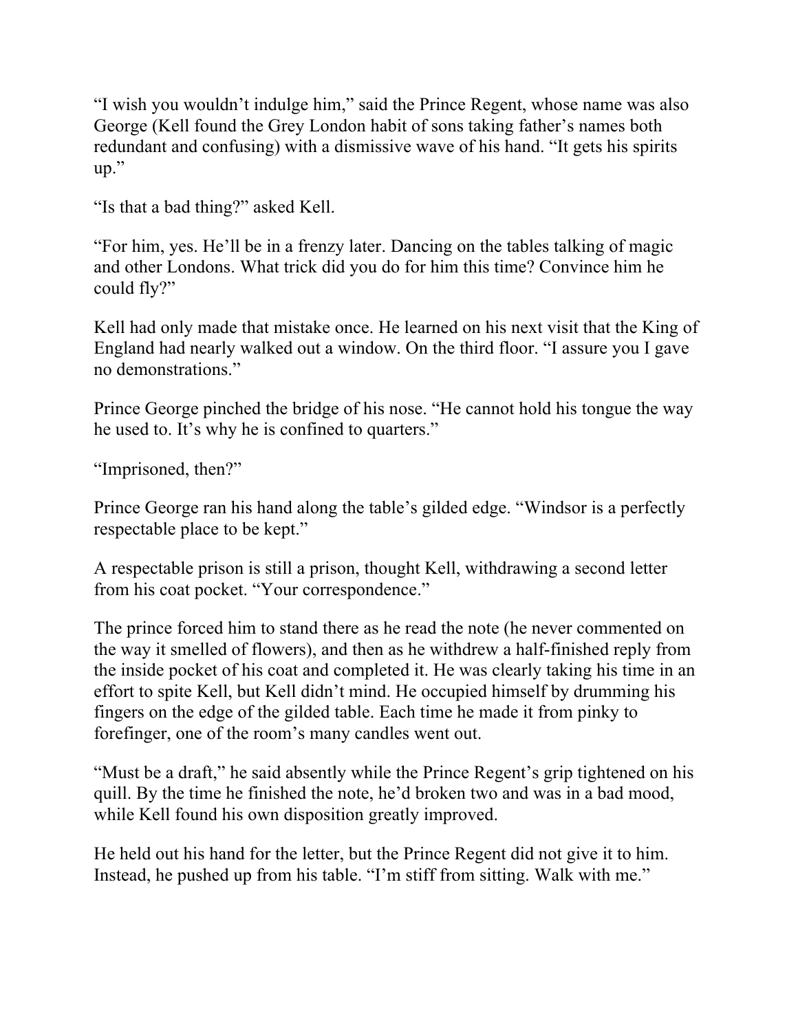"I wish you wouldn't indulge him," said the Prince Regent, whose name was also George (Kell found the Grey London habit of sons taking father's names both redundant and confusing) with a dismissive wave of his hand. "It gets his spirits up."

"Is that a bad thing?" asked Kell.

"For him, yes. He'll be in a frenzy later. Dancing on the tables talking of magic and other Londons. What trick did you do for him this time? Convince him he could fly?"

Kell had only made that mistake once. He learned on his next visit that the King of England had nearly walked out a window. On the third floor. "I assure you I gave no demonstrations."

Prince George pinched the bridge of his nose. "He cannot hold his tongue the way he used to. It's why he is confined to quarters."

"Imprisoned, then?"

Prince George ran his hand along the table's gilded edge. "Windsor is a perfectly respectable place to be kept."

A respectable prison is still a prison, thought Kell, withdrawing a second letter from his coat pocket. "Your correspondence."

The prince forced him to stand there as he read the note (he never commented on the way it smelled of flowers), and then as he withdrew a half-finished reply from the inside pocket of his coat and completed it. He was clearly taking his time in an effort to spite Kell, but Kell didn't mind. He occupied himself by drumming his fingers on the edge of the gilded table. Each time he made it from pinky to forefinger, one of the room's many candles went out.

"Must be a draft," he said absently while the Prince Regent's grip tightened on his quill. By the time he finished the note, he'd broken two and was in a bad mood, while Kell found his own disposition greatly improved.

He held out his hand for the letter, but the Prince Regent did not give it to him. Instead, he pushed up from his table. "I'm stiff from sitting. Walk with me."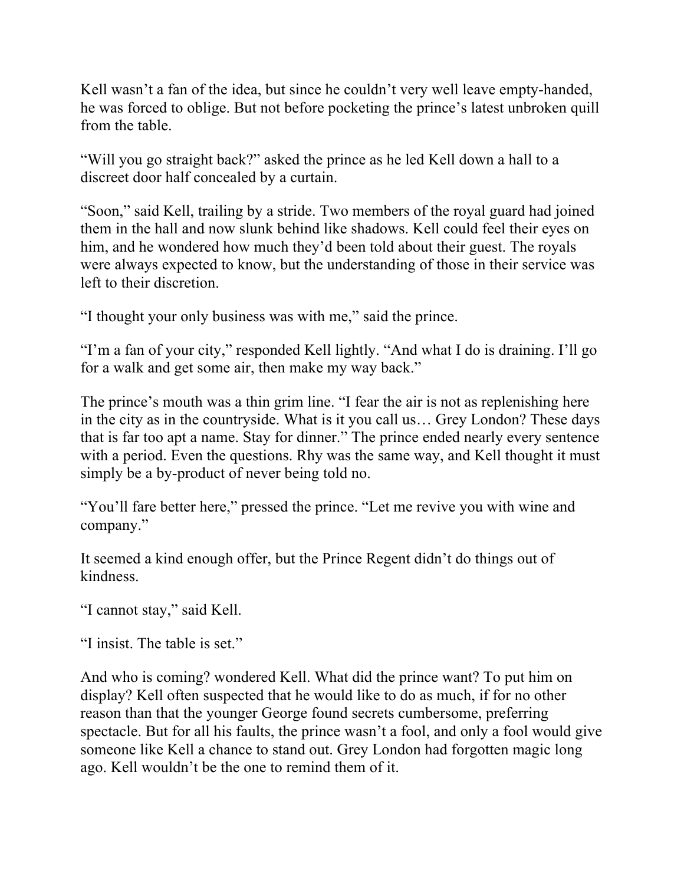Kell wasn't a fan of the idea, but since he couldn't very well leave empty-handed, he was forced to oblige. But not before pocketing the prince's latest unbroken quill from the table.

"Will you go straight back?" asked the prince as he led Kell down a hall to a discreet door half concealed by a curtain.

"Soon," said Kell, trailing by a stride. Two members of the royal guard had joined them in the hall and now slunk behind like shadows. Kell could feel their eyes on him, and he wondered how much they'd been told about their guest. The royals were always expected to know, but the understanding of those in their service was left to their discretion.

"I thought your only business was with me," said the prince.

"I'm a fan of your city," responded Kell lightly. "And what I do is draining. I'll go for a walk and get some air, then make my way back."

The prince's mouth was a thin grim line. "I fear the air is not as replenishing here in the city as in the countryside. What is it you call us… Grey London? These days that is far too apt a name. Stay for dinner." The prince ended nearly every sentence with a period. Even the questions. Rhy was the same way, and Kell thought it must simply be a by-product of never being told no.

"You'll fare better here," pressed the prince. "Let me revive you with wine and company."

It seemed a kind enough offer, but the Prince Regent didn't do things out of kindness.

"I cannot stay," said Kell.

"I insist. The table is set."

And who is coming? wondered Kell. What did the prince want? To put him on display? Kell often suspected that he would like to do as much, if for no other reason than that the younger George found secrets cumbersome, preferring spectacle. But for all his faults, the prince wasn't a fool, and only a fool would give someone like Kell a chance to stand out. Grey London had forgotten magic long ago. Kell wouldn't be the one to remind them of it.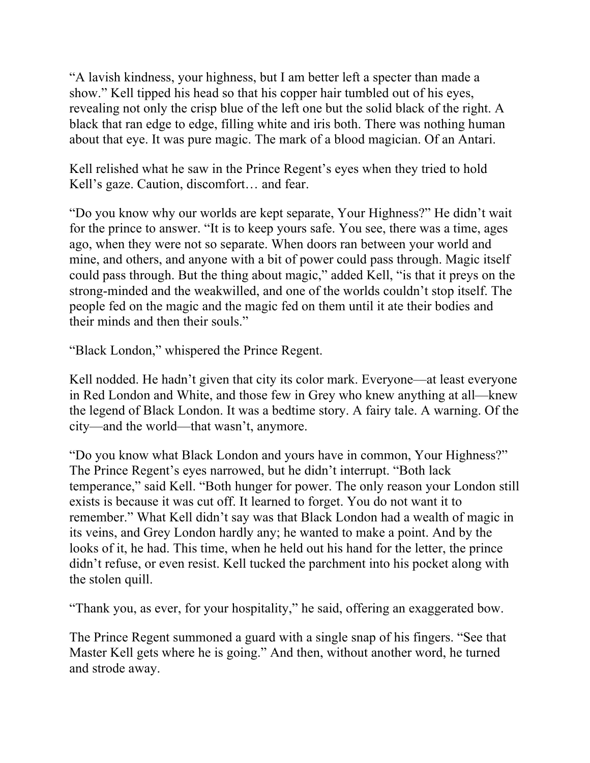"A lavish kindness, your highness, but I am better left a specter than made a show." Kell tipped his head so that his copper hair tumbled out of his eyes, revealing not only the crisp blue of the left one but the solid black of the right. A black that ran edge to edge, filling white and iris both. There was nothing human about that eye. It was pure magic. The mark of a blood magician. Of an Antari.

Kell relished what he saw in the Prince Regent's eyes when they tried to hold Kell's gaze. Caution, discomfort… and fear.

"Do you know why our worlds are kept separate, Your Highness?" He didn't wait for the prince to answer. "It is to keep yours safe. You see, there was a time, ages ago, when they were not so separate. When doors ran between your world and mine, and others, and anyone with a bit of power could pass through. Magic itself could pass through. But the thing about magic," added Kell, "is that it preys on the strong-minded and the weakwilled, and one of the worlds couldn't stop itself. The people fed on the magic and the magic fed on them until it ate their bodies and their minds and then their souls."

"Black London," whispered the Prince Regent.

Kell nodded. He hadn't given that city its color mark. Everyone—at least everyone in Red London and White, and those few in Grey who knew anything at all—knew the legend of Black London. It was a bedtime story. A fairy tale. A warning. Of the city—and the world—that wasn't, anymore.

"Do you know what Black London and yours have in common, Your Highness?" The Prince Regent's eyes narrowed, but he didn't interrupt. "Both lack temperance," said Kell. "Both hunger for power. The only reason your London still exists is because it was cut off. It learned to forget. You do not want it to remember." What Kell didn't say was that Black London had a wealth of magic in its veins, and Grey London hardly any; he wanted to make a point. And by the looks of it, he had. This time, when he held out his hand for the letter, the prince didn't refuse, or even resist. Kell tucked the parchment into his pocket along with the stolen quill.

"Thank you, as ever, for your hospitality," he said, offering an exaggerated bow.

The Prince Regent summoned a guard with a single snap of his fingers. "See that Master Kell gets where he is going." And then, without another word, he turned and strode away.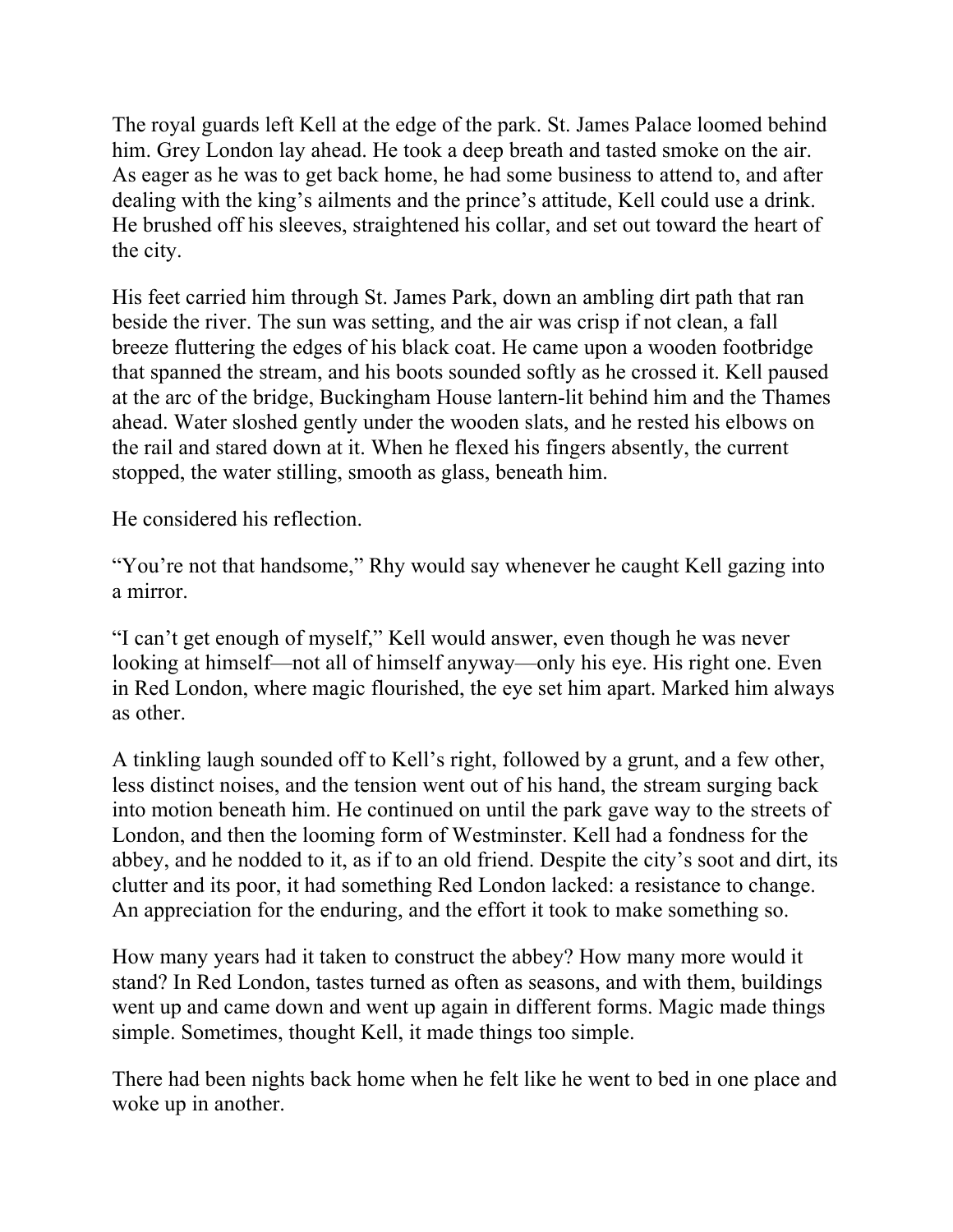The royal guards left Kell at the edge of the park. St. James Palace loomed behind him. Grey London lay ahead. He took a deep breath and tasted smoke on the air. As eager as he was to get back home, he had some business to attend to, and after dealing with the king's ailments and the prince's attitude, Kell could use a drink. He brushed off his sleeves, straightened his collar, and set out toward the heart of the city.

His feet carried him through St. James Park, down an ambling dirt path that ran beside the river. The sun was setting, and the air was crisp if not clean, a fall breeze fluttering the edges of his black coat. He came upon a wooden footbridge that spanned the stream, and his boots sounded softly as he crossed it. Kell paused at the arc of the bridge, Buckingham House lantern-lit behind him and the Thames ahead. Water sloshed gently under the wooden slats, and he rested his elbows on the rail and stared down at it. When he flexed his fingers absently, the current stopped, the water stilling, smooth as glass, beneath him.

He considered his reflection.

"You're not that handsome," Rhy would say whenever he caught Kell gazing into a mirror.

"I can't get enough of myself," Kell would answer, even though he was never looking at himself—not all of himself anyway—only his eye. His right one. Even in Red London, where magic flourished, the eye set him apart. Marked him always as other.

A tinkling laugh sounded off to Kell's right, followed by a grunt, and a few other, less distinct noises, and the tension went out of his hand, the stream surging back into motion beneath him. He continued on until the park gave way to the streets of London, and then the looming form of Westminster. Kell had a fondness for the abbey, and he nodded to it, as if to an old friend. Despite the city's soot and dirt, its clutter and its poor, it had something Red London lacked: a resistance to change. An appreciation for the enduring, and the effort it took to make something so.

How many years had it taken to construct the abbey? How many more would it stand? In Red London, tastes turned as often as seasons, and with them, buildings went up and came down and went up again in different forms. Magic made things simple. Sometimes, thought Kell, it made things too simple.

There had been nights back home when he felt like he went to bed in one place and woke up in another.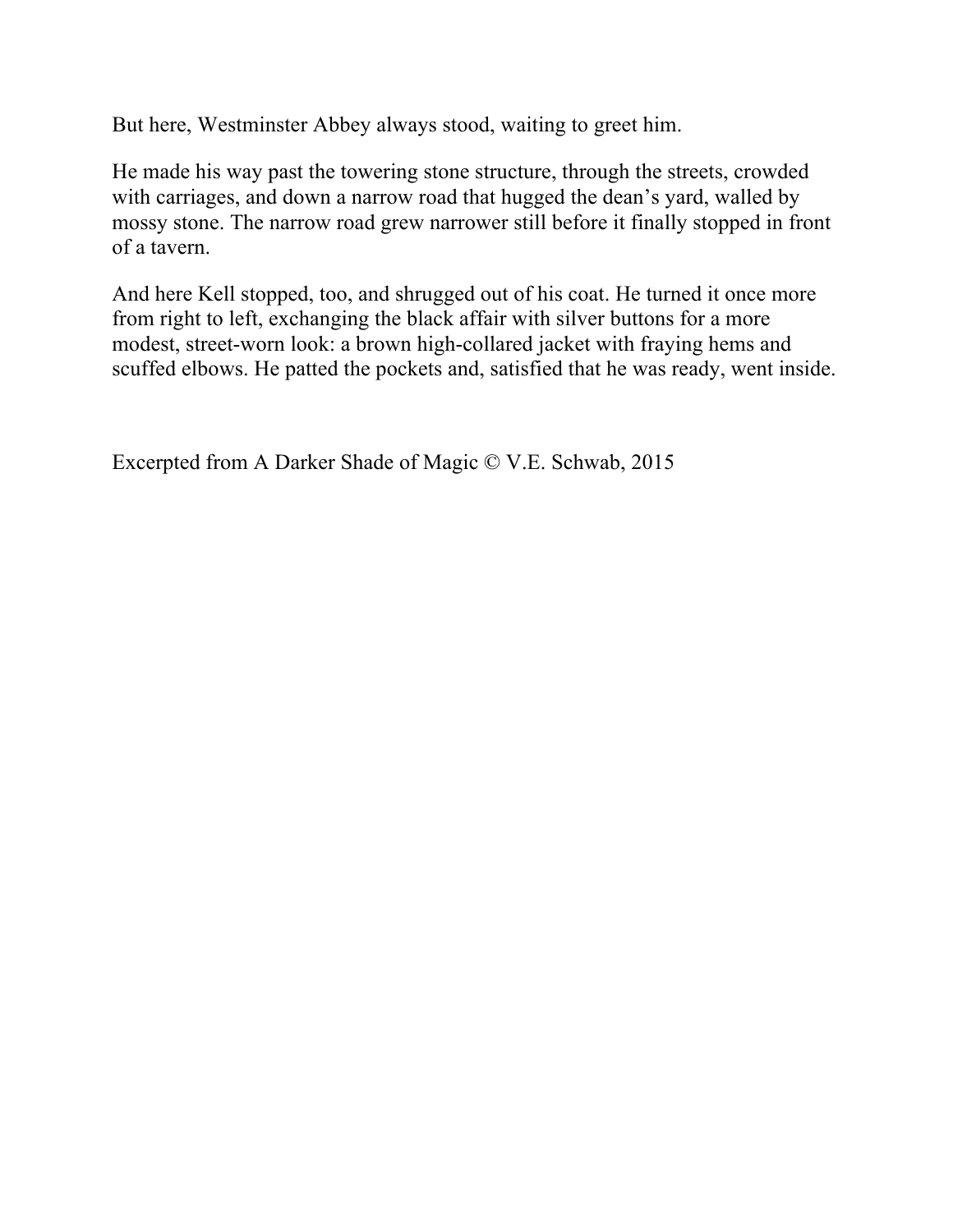But here, Westminster Abbey always stood, waiting to greet him.

He made his way past the towering stone structure, through the streets, crowded with carriages, and down a narrow road that hugged the dean's yard, walled by mossy stone. The narrow road grew narrower still before it finally stopped in front of a tavern.

And here Kell stopped, too, and shrugged out of his coat. He turned it once more from right to left, exchanging the black affair with silver buttons for a more modest, street-worn look: a brown high-collared jacket with fraying hems and scuffed elbows. He patted the pockets and, satisfied that he was ready, went inside.

Excerpted from A Darker Shade of Magic © V.E. Schwab, 2015